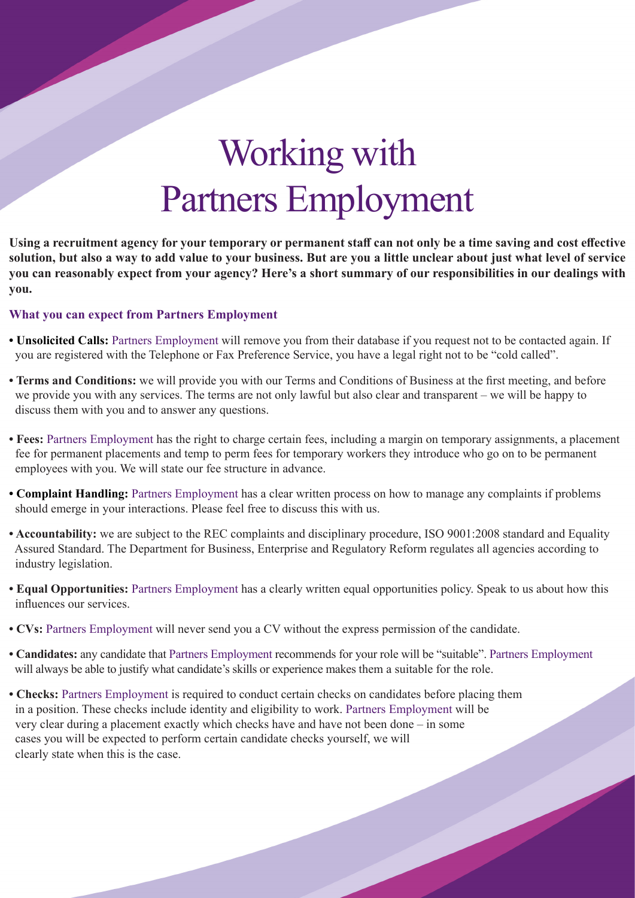# Working with Partners Employment

**Using a recruitment agency for your temporary or permanent staff can not only be a time saving and cost effective solution, but also a way to add value to your business. But are you a little unclear about just what level of service you can reasonably expect from your agency? Here's a short summary of our responsibilities in our dealings with you.**

### What you can expect from Partners Employment

- **Unsolicited Calls:** Partners Employment will remove you from their database if you request not to be contacted again. If you are registered with the Telephone or Fax Preference Service, you have a legal right not to be "cold called".
- **Terms and Conditions:** we will provide you with our Terms and Conditions of Business at the first meeting, and before we provide you with any services. The terms are not only lawful but also clear and transparent – we will be happy to discuss them with you and to answer any questions.
- **Fees:** Partners Employment has the right to charge certain fees, including a margin on temporary assignments, a placement fee for permanent placements and temp to perm fees for temporary workers they introduce who go on to be permanent employees with you. We will state our fee structure in advance.
- **Complaint Handling:** Partners Employment has a clear written process on how to manage any complaints if problems should emerge in your interactions. Please feel free to discuss this with us.
- **Accountability:** we are subject to the REC complaints and disciplinary procedure, ISO 9001:2008 standard and Equality Assured Standard. The Department for Business, Enterprise and Regulatory Reform regulates all agencies according to industry legislation.
- **Equal Opportunities:** Partners Employment has a clearly written equal opportunities policy. Speak to us about how this influences our services.
- **CVs:** Partners Employment will never send you a CV without the express permission of the candidate.
- **Candidates:** any candidate that Partners Employment recommends for your role will be "suitable". Partners Employment will always be able to justify what candidate's skills or experience makes them a suitable for the role.
- **Checks:** Partners Employment is required to conduct certain checks on candidates before placing them in a position. These checks include identity and eligibility to work. Partners Employment will be very clear during a placement exactly which checks have and have not been done – in some cases you will be expected to perform certain candidate checks yourself, we will clearly state when this is the case.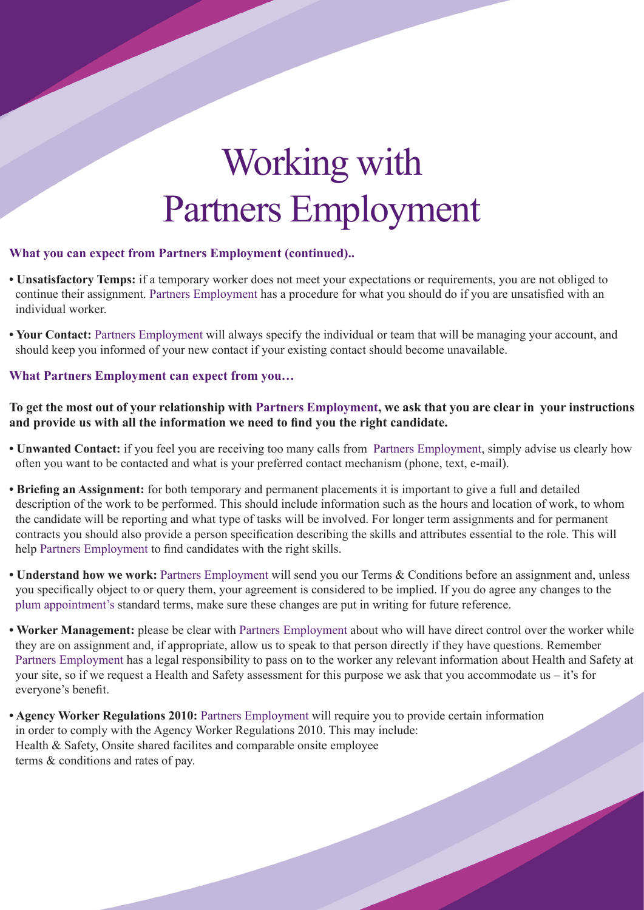# Working with Partners Employment

### What you can expect from Partners Employment (continued)..

- **Unsatisfactory Temps:** if a temporary worker does not meet your expectations or requirements, you are not obliged to continue their assignment. Partners Employment has a procedure for what you should do if you are unsatisfied with an individual worker.
- **Your Contact:** Partners Employment will always specify the individual or team that will be managing your account, and should keep you informed of your new contact if your existing contact should become unavailable.

### What Partners Employment can expect from you…

**To get the most out of your relationship with Partners Employment, we ask that you are clear in your instructions and provide us with all the information we need to find you the right candidate.**

- **Unwanted Contact:** if you feel you are receiving too many calls from Partners Employment, simply advise us clearly how often you want to be contacted and what is your preferred contact mechanism (phone, text, e-mail).
- **Briefing an Assignment:** for both temporary and permanent placements it is important to give a full and detailed description of the work to be performed. This should include information such as the hours and location of work, to whom the candidate will be reporting and what type of tasks will be involved. For longer term assignments and for permanent contracts you should also provide a person specification describing the skills and attributes essential to the role. This will help Partners Employment to find candidates with the right skills.
- **Understand how we work:** Partners Employment will send you our Terms & Conditions before an assignment and, unless you specifically object to or query them, your agreement is considered to be implied. If you do agree any changes to the plum appointment's standard terms, make sure these changes are put in writing for future reference.
- **Worker Management:** please be clear with Partners Employment about who will have direct control over the worker while they are on assignment and, if appropriate, allow us to speak to that person directly if they have questions. Remember Partners Employment has a legal responsibility to pass on to the worker any relevant information about Health and Safety at your site, so if we request a Health and Safety assessment for this purpose we ask that you accommodate us – it's for everyone's benefit.
- **Agency Worker Regulations 2010:** Partners Employment will require you to provide certain information in order to comply with the Agency Worker Regulations 2010. This may include: Health & Safety, Onsite shared facilites and comparable onsite employee terms & conditions and rates of pay.